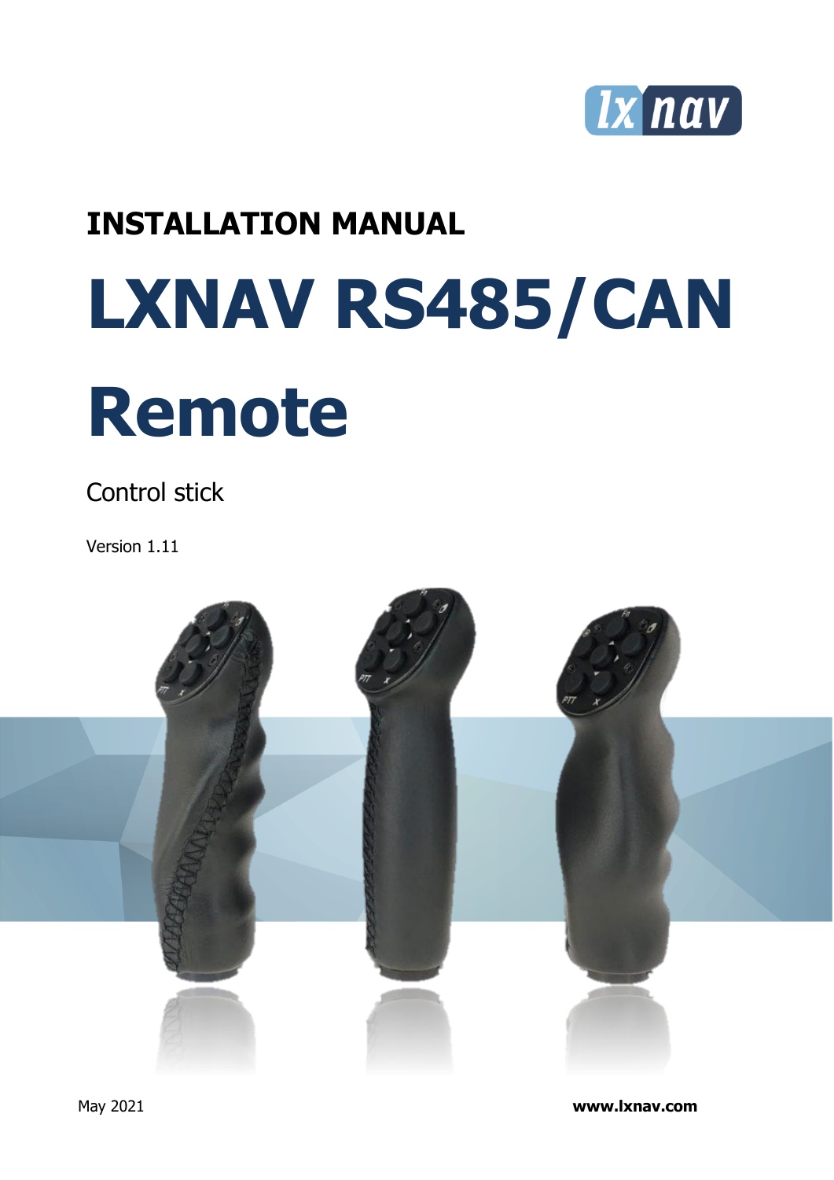# INSTALLATION MANUAL

# LXNAV RS485/CAN Remote

Control stick

Version 1.11

May 2021

**www.lxnav.com**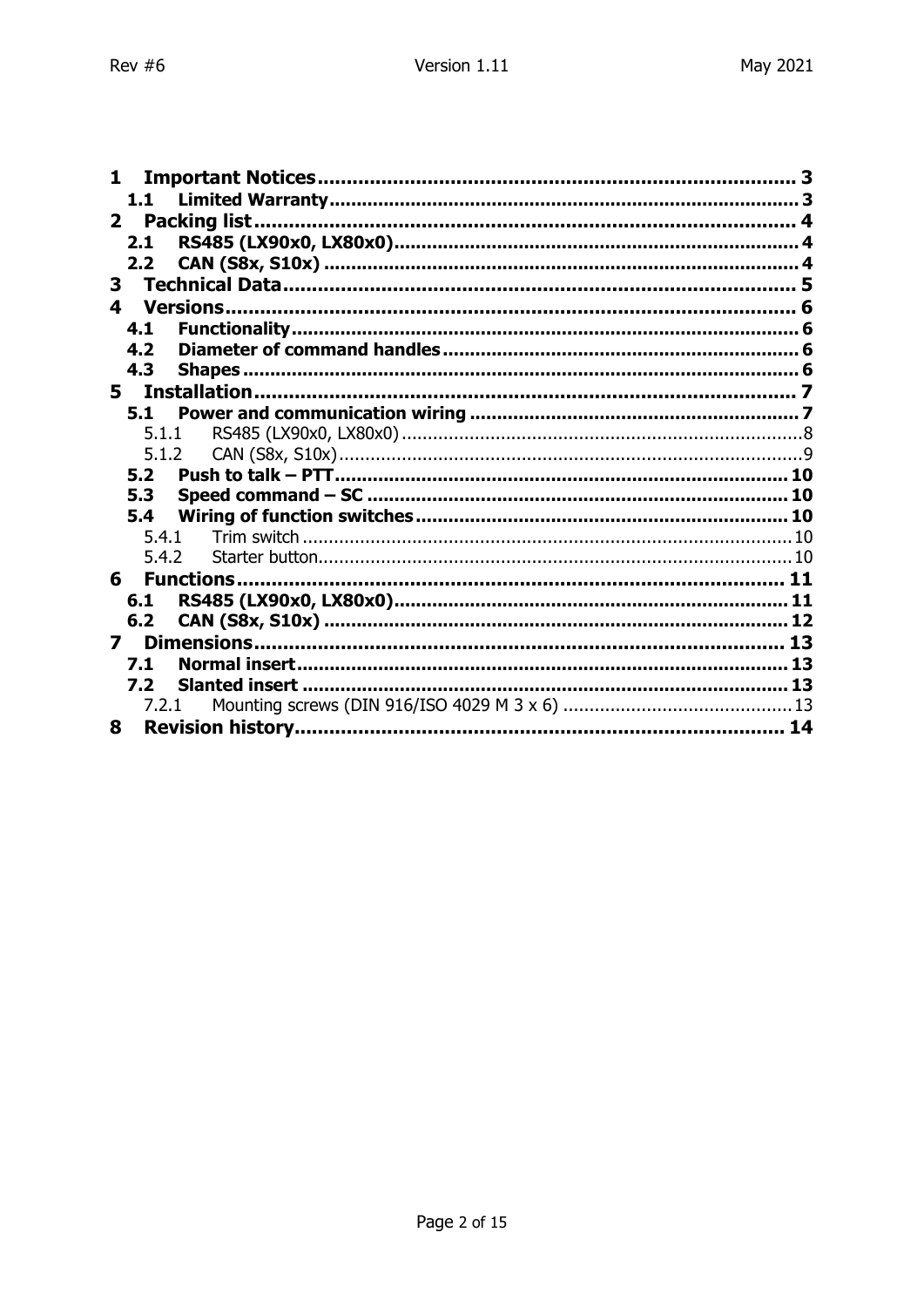1 Important Notices ........................................ 3
  1.1 Limited Warranty ........................................ 3
2 Packing list ........................................ 4
  2.1 RS485 (LX90x0, LX80x0) ........................................ 4
  2.2 CAN (S8x, S10x) ........................................ 4
3 Technical Data ........................................ 5
4 Versions ........................................ 6
  4.1 Functionality ........................................ 6
  4.2 Diameter of command handles ........................................ 6
  4.3 Shapes ........................................ 6
5 Installation ........................................ 7
  5.1 Power and communication wiring ........................................ 7
    5.1.1 RS485 (LX90x0, LX80x0) ........................................ 8
    5.1.2 CAN (S8x, S10x) ........................................ 9
  5.2 Push to talk – PTT ........................................ 10
  5.3 Speed command – SC ........................................ 10
  5.4 Wiring of function switches ........................................ 10
    5.4.1 Trim switch ........................................ 10
    5.4.2 Starter button ........................................ 10
6 Functions ........................................ 11
  6.1 RS485 (LX90x0, LX80x0) ........................................ 11
  6.2 CAN (S8x, S10x) ........................................ 12
7 Dimensions ........................................ 13
  7.1 Normal insert ........................................ 13
  7.2 Slanted insert ........................................ 13
    7.2.1 Mounting screws (DIN 916/ISO 4029 M 3 x 6) ........................................ 13
8 Revision history ........................................ 14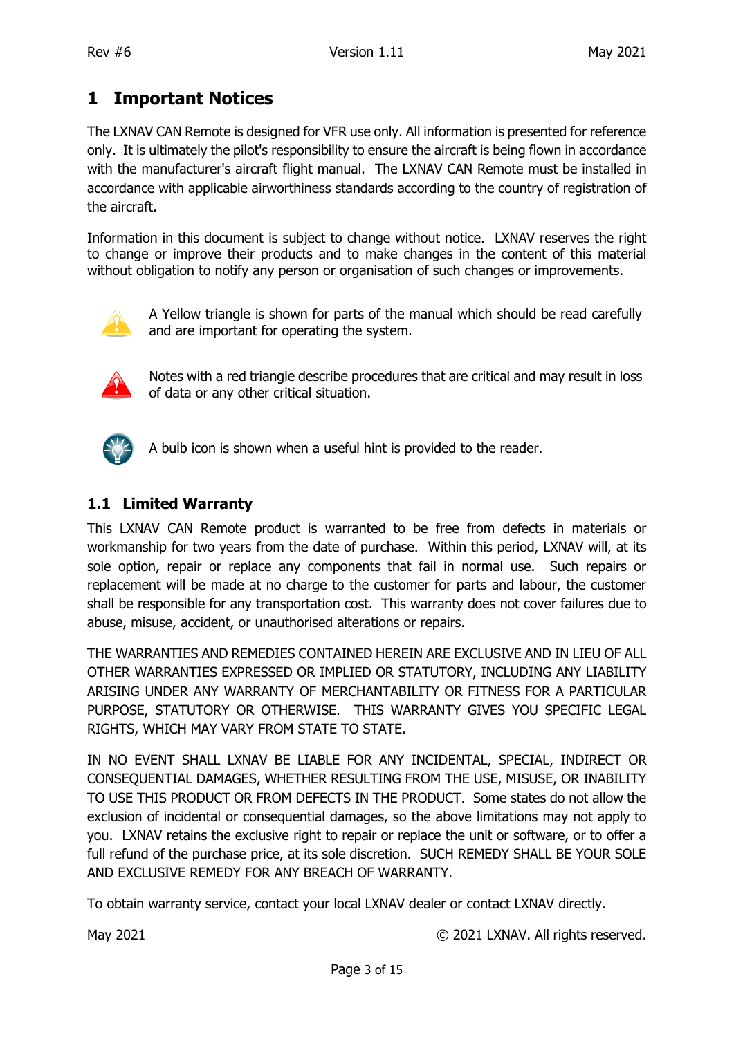# 1 Important Notices

The LXNAV CAN Remote is designed for VFR use only. All information is presented for reference only. It is ultimately the pilot's responsibility to ensure the aircraft is being flown in accordance with the manufacturer's aircraft flight manual. The LXNAV CAN Remote must be installed in accordance with applicable airworthiness standards according to the country of registration of the aircraft.

Information in this document is subject to change without notice. LXNAV reserves the right to change or improve their products and to make changes in the content of this material without obligation to notify any person or organisation of such changes or improvements.

A Yellow triangle is shown for parts of the manual which should be read carefully and are important for operating the system.

Notes with a red triangle describe procedures that are critical and may result in loss of data or any other critical situation.

A bulb icon is shown when a useful hint is provided to the reader.

## 1.1 Limited Warranty

This LXNAV CAN Remote product is warranted to be free from defects in materials or workmanship for two years from the date of purchase. Within this period, LXNAV will, at its sole option, repair or replace any components that fail in normal use. Such repairs or replacement will be made at no charge to the customer for parts and labour, the customer shall be responsible for any transportation cost. This warranty does not cover failures due to abuse, misuse, accident, or unauthorised alterations or repairs.

THE WARRANTIES AND REMEDIES CONTAINED HEREIN ARE EXCLUSIVE AND IN LIEU OF ALL OTHER WARRANTIES EXPRESSED OR IMPLIED OR STATUTORY, INCLUDING ANY LIABILITY ARISING UNDER ANY WARRANTY OF MERCHANTABILITY OR FITNESS FOR A PARTICULAR PURPOSE, STATUTORY OR OTHERWISE. THIS WARRANTY GIVES YOU SPECIFIC LEGAL RIGHTS, WHICH MAY VARY FROM STATE TO STATE.

IN NO EVENT SHALL LXNAV BE LIABLE FOR ANY INCIDENTAL, SPECIAL, INDIRECT OR CONSEQUENTIAL DAMAGES, WHETHER RESULTING FROM THE USE, MISUSE, OR INABILITY TO USE THIS PRODUCT OR FROM DEFECTS IN THE PRODUCT. Some states do not allow the exclusion of incidental or consequential damages, so the above limitations may not apply to you. LXNAV retains the exclusive right to repair or replace the unit or software, or to offer a full refund of the purchase price, at its sole discretion. SUCH REMEDY SHALL BE YOUR SOLE AND EXCLUSIVE REMEDY FOR ANY BREACH OF WARRANTY.

To obtain warranty service, contact your local LXNAV dealer or contact LXNAV directly.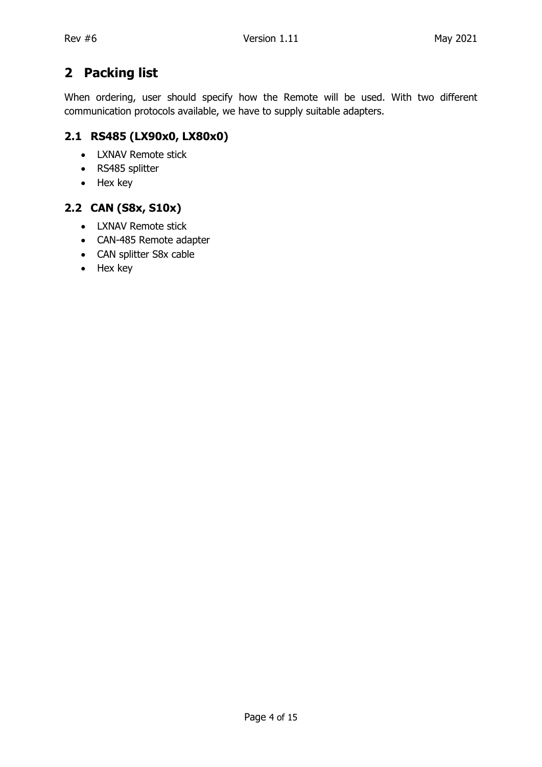## 2 Packing list

When ordering, user should specify how the Remote will be used. With two different communication protocols available, we have to supply suitable adapters.

### 2.1 RS485 (LX90x0, LX80x0)

- LXNAV Remote stick
- RS485 splitter
- Hex key

### 2.2 CAN (S8x, S10x)

- LXNAV Remote stick
- CAN-485 Remote adapter
- CAN splitter S8x cable
- Hex key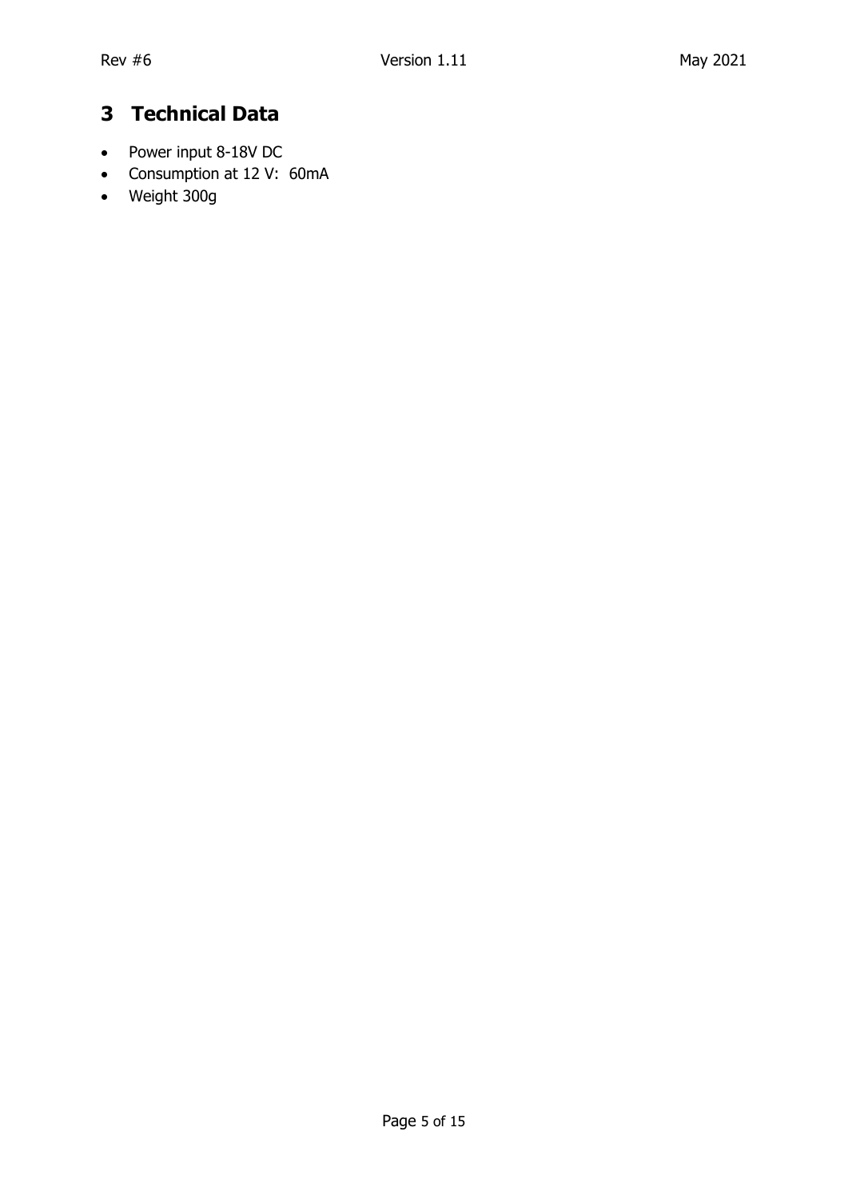# 3 Technical Data

- Power input 8-18V DC
- Consumption at 12 V: 60mA
- Weight 300g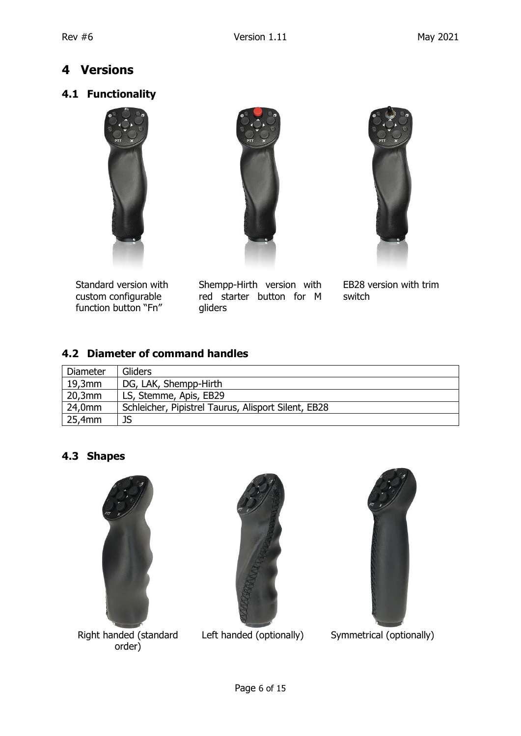# 4 Versions

## 4.1 Functionality

Standard version with custom configurable function button "Fn"

Shempp-Hirth version with red starter button for M gliders

EB28 version with trim switch

## 4.2 Diameter of command handles

| Diameter | Gliders |
|---|---|
| 19,3mm | DG, LAK, Shempp-Hirth |
| 20,3mm | LS, Stemme, Apis, EB29 |
| 24,0mm | Schleicher, Pipistrel Taurus, Alisport Silent, EB28 |
| 25,4mm | JS |

## 4.3 Shapes

Right handed (standard order)

Left handed (optionally)

Symmetrical (optionally)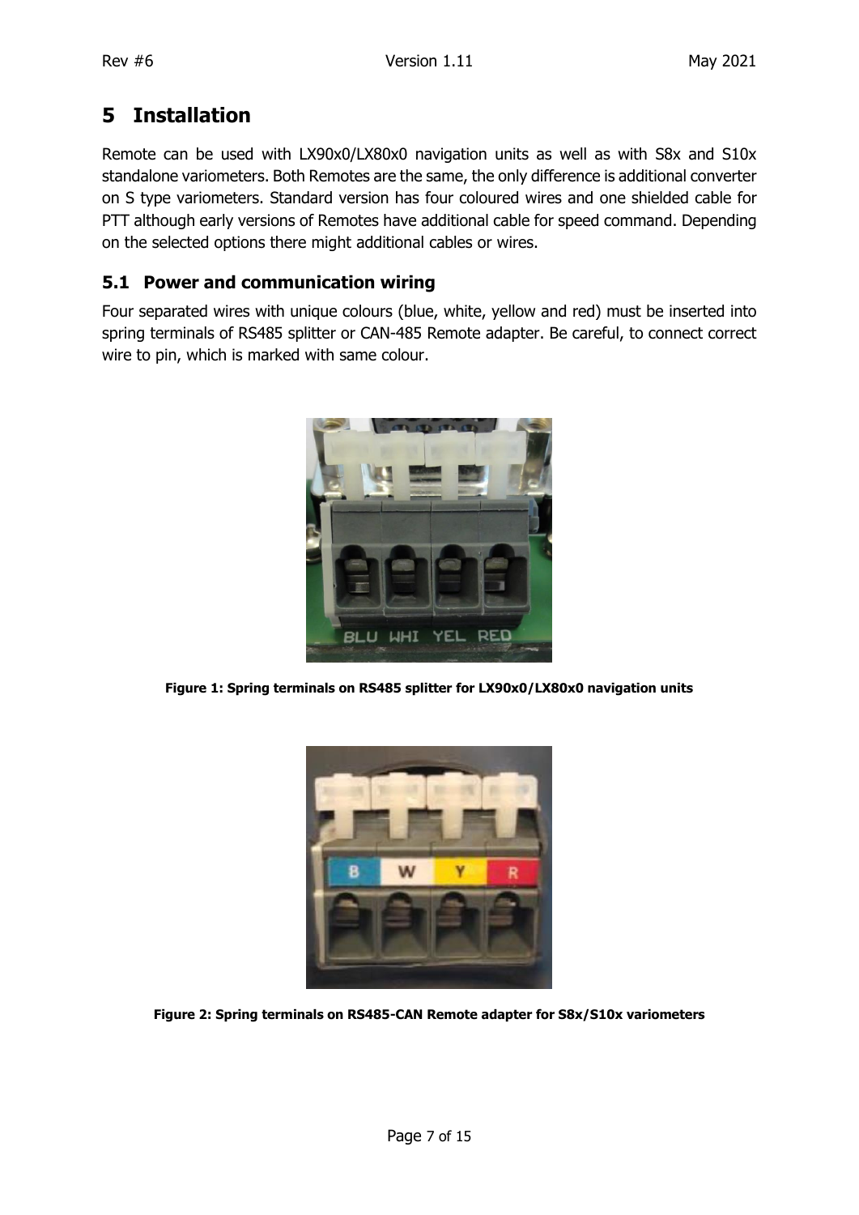# 5 Installation

Remote can be used with LX90x0/LX80x0 navigation units as well as with S8x and S10x standalone variometers. Both Remotes are the same, the only difference is additional converter on S type variometers. Standard version has four coloured wires and one shielded cable for PTT although early versions of Remotes have additional cable for speed command. Depending on the selected options there might additional cables or wires.

## 5.1 Power and communication wiring

Four separated wires with unique colours (blue, white, yellow and red) must be inserted into spring terminals of RS485 splitter or CAN-485 Remote adapter. Be careful, to connect correct wire to pin, which is marked with same colour.

**Figure 1: Spring terminals on RS485 splitter for LX90x0/LX80x0 navigation units**

**Figure 2: Spring terminals on RS485-CAN Remote adapter for S8x/S10x variometers**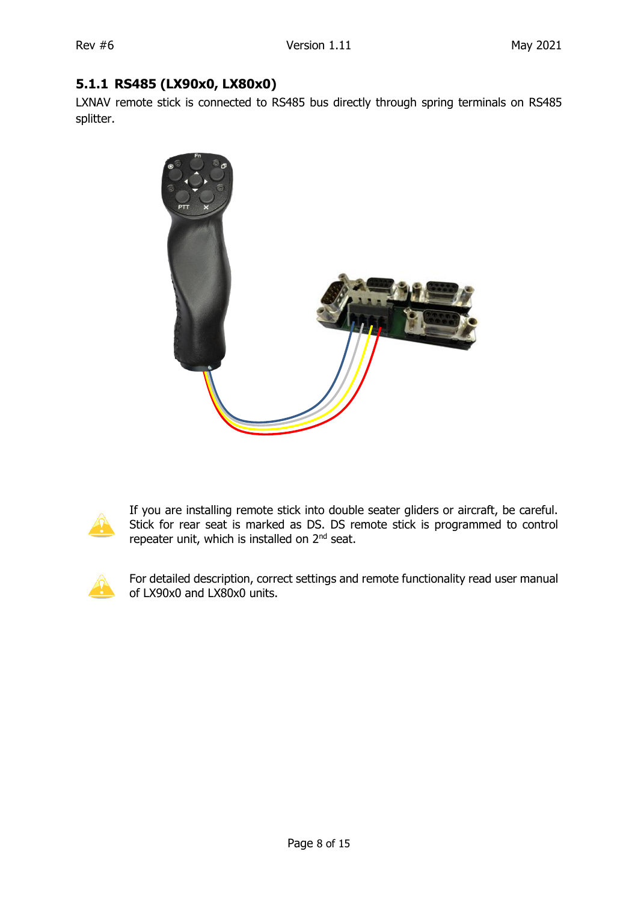### 5.1.1 RS485 (LX90x0, LX80x0)

LXNAV remote stick is connected to RS485 bus directly through spring terminals on RS485 splitter.

If you are installing remote stick into double seater gliders or aircraft, be careful. Stick for rear seat is marked as DS. DS remote stick is programmed to control repeater unit, which is installed on 2nd seat.

For detailed description, correct settings and remote functionality read user manual of LX90x0 and LX80x0 units.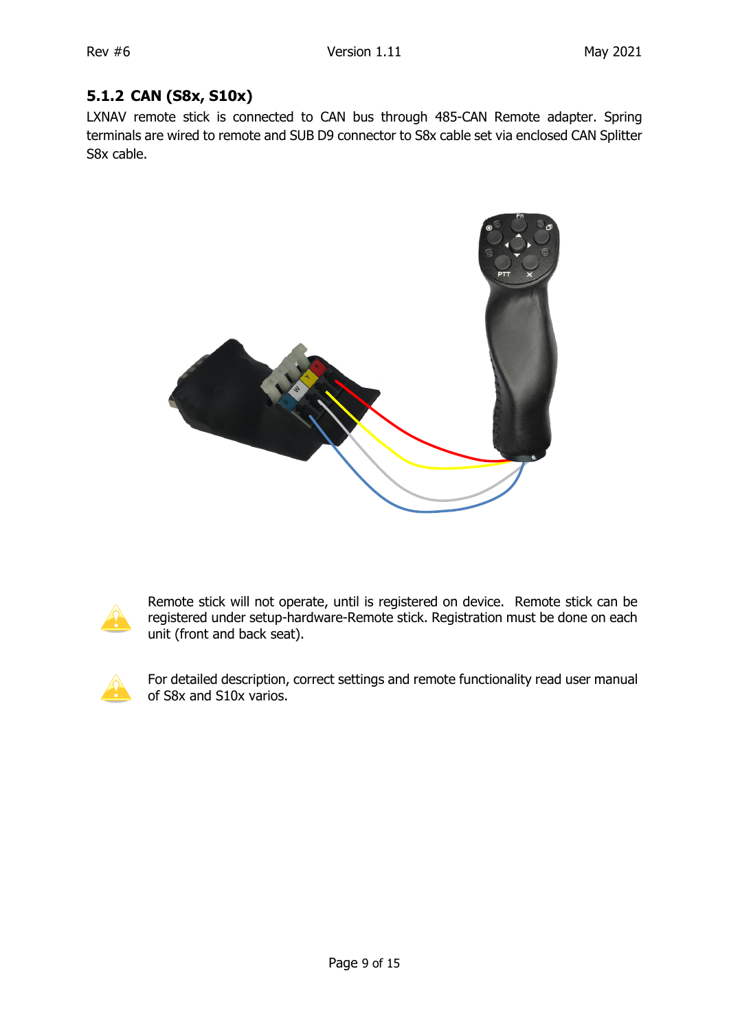### 5.1.2 CAN (S8x, S10x)

LXNAV remote stick is connected to CAN bus through 485-CAN Remote adapter. Spring terminals are wired to remote and SUB D9 connector to S8x cable set via enclosed CAN Splitter S8x cable.

Remote stick will not operate, until is registered on device. Remote stick can be registered under setup-hardware-Remote stick. Registration must be done on each unit (front and back seat).

For detailed description, correct settings and remote functionality read user manual of S8x and S10x varios.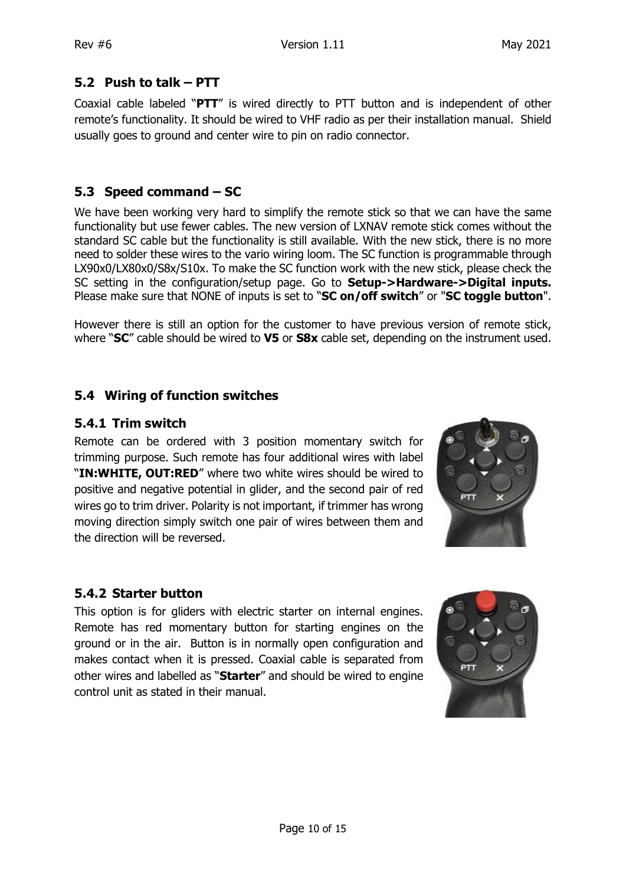## 5.2 Push to talk – PTT

Coaxial cable labeled "**PTT**" is wired directly to PTT button and is independent of other remote's functionality. It should be wired to VHF radio as per their installation manual. Shield usually goes to ground and center wire to pin on radio connector.

## 5.3 Speed command – SC

We have been working very hard to simplify the remote stick so that we can have the same functionality but use fewer cables. The new version of LXNAV remote stick comes without the standard SC cable but the functionality is still available. With the new stick, there is no more need to solder these wires to the vario wiring loom. The SC function is programmable through LX90x0/LX80x0/S8x/S10x. To make the SC function work with the new stick, please check the SC setting in the configuration/setup page. Go to **Setup->Hardware->Digital inputs.** Please make sure that NONE of inputs is set to "**SC on/off switch**" or "**SC toggle button**".

However there is still an option for the customer to have previous version of remote stick, where "**SC**" cable should be wired to **V5** or **S8x** cable set, depending on the instrument used.

## 5.4 Wiring of function switches

### 5.4.1 Trim switch

Remote can be ordered with 3 position momentary switch for trimming purpose. Such remote has four additional wires with label "**IN:WHITE, OUT:RED**" where two white wires should be wired to positive and negative potential in glider, and the second pair of red wires go to trim driver. Polarity is not important, if trimmer has wrong moving direction simply switch one pair of wires between them and the direction will be reversed.

### 5.4.2 Starter button

This option is for gliders with electric starter on internal engines. Remote has red momentary button for starting engines on the ground or in the air. Button is in normally open configuration and makes contact when it is pressed. Coaxial cable is separated from other wires and labelled as "**Starter**" and should be wired to engine control unit as stated in their manual.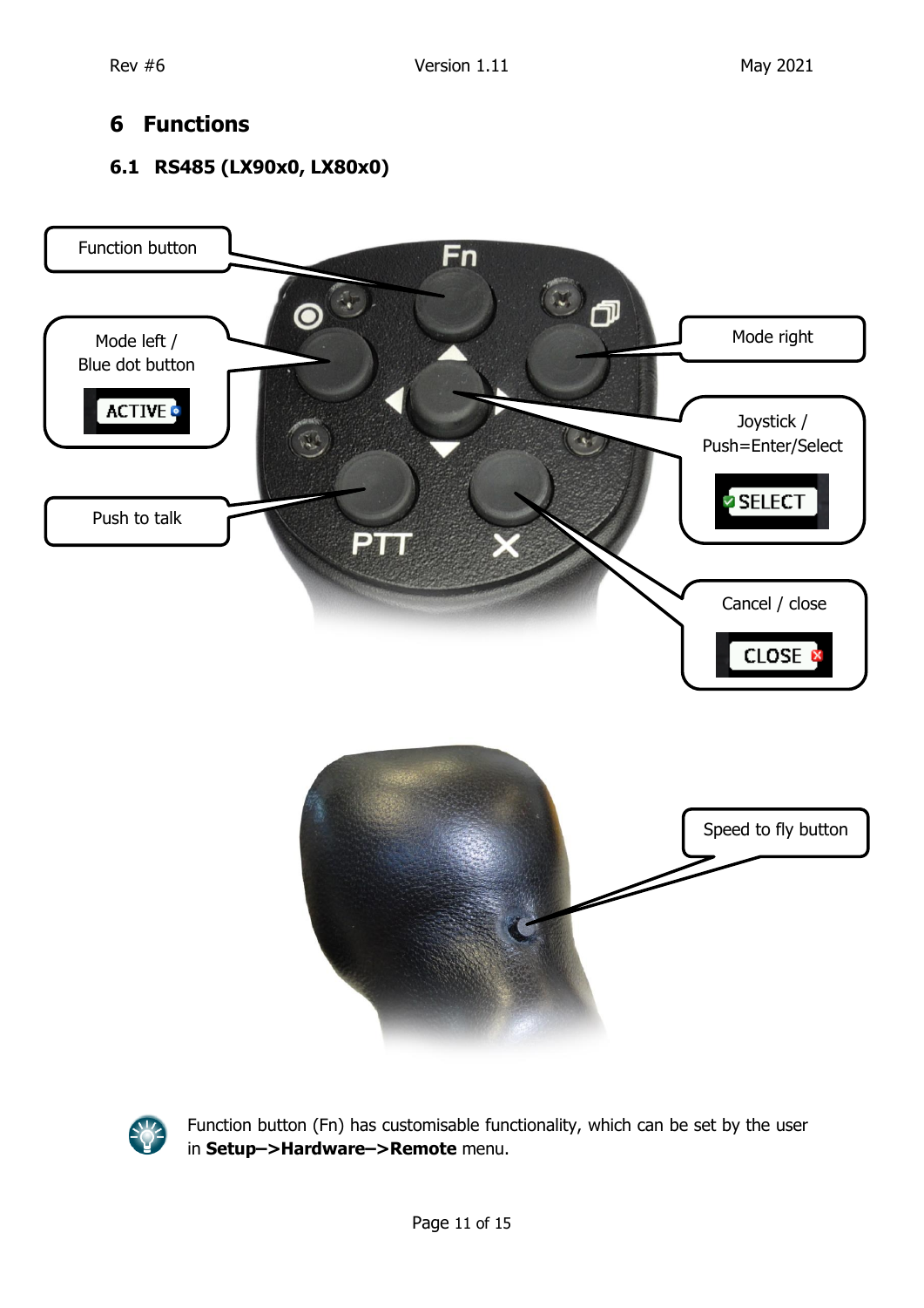# 6 Functions

## 6.1 RS485 (LX90x0, LX80x0)

Function button

Mode left /
Blue dot button

ACTIVE

Mode right

Joystick /
Push=Enter/Select

SELECT

Push to talk

Cancel / close

CLOSE

Speed to fly button

Function button (Fn) has customisable functionality, which can be set by the user in **Setup–>Hardware–>Remote** menu.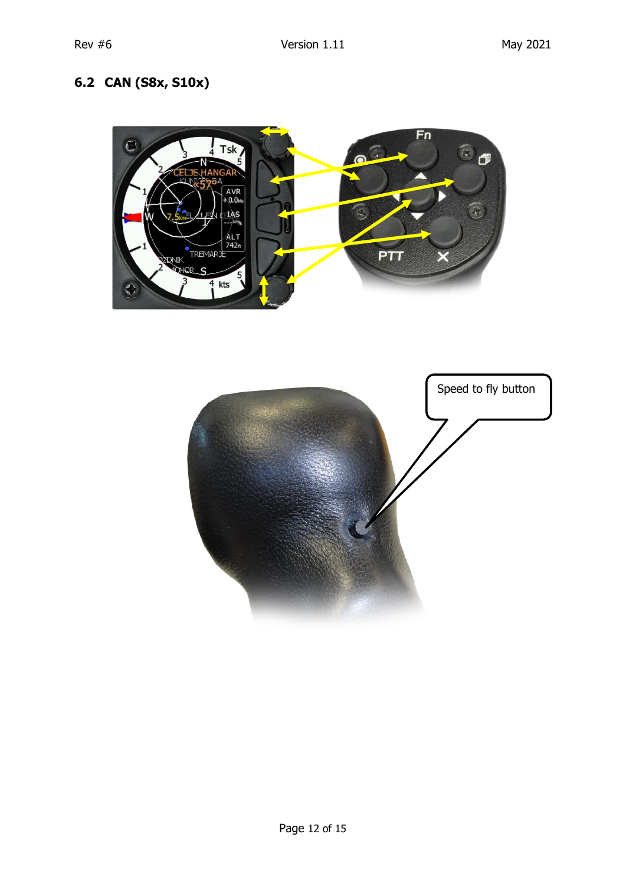## 6.2 CAN (S8x, S10x)

Speed to fly button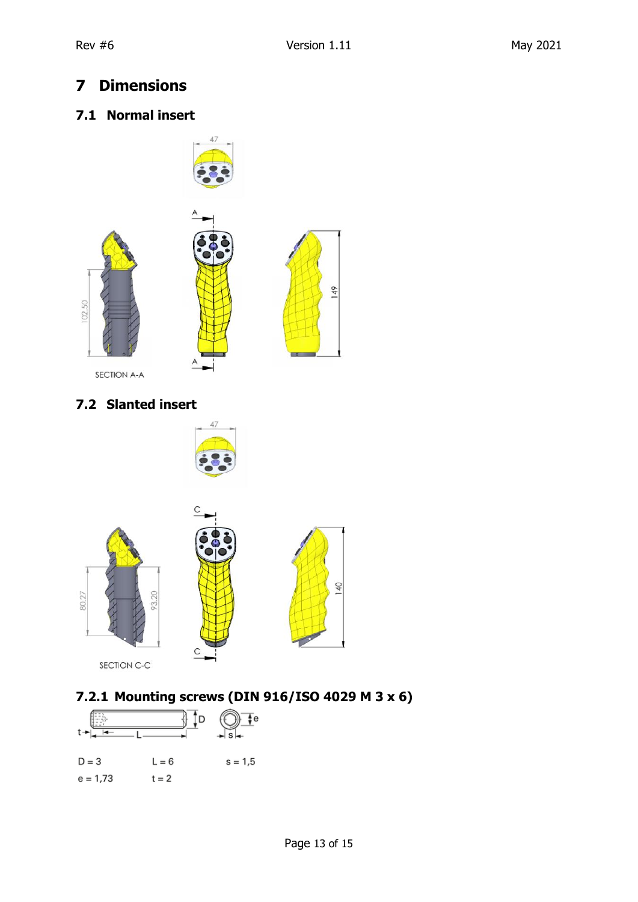# 7 Dimensions

## 7.1 Normal insert

47

A

102,50

149

SECTION A-A

## 7.2 Slanted insert

47

C

80,27

93,20

140

SECTION C-C

### 7.2.1 Mounting screws (DIN 916/ISO 4029 M 3 x 6)

D = 3 &nbsp;&nbsp;&nbsp; L = 6 &nbsp;&nbsp;&nbsp; s = 1,5

e = 1,73 &nbsp;&nbsp;&nbsp; t = 2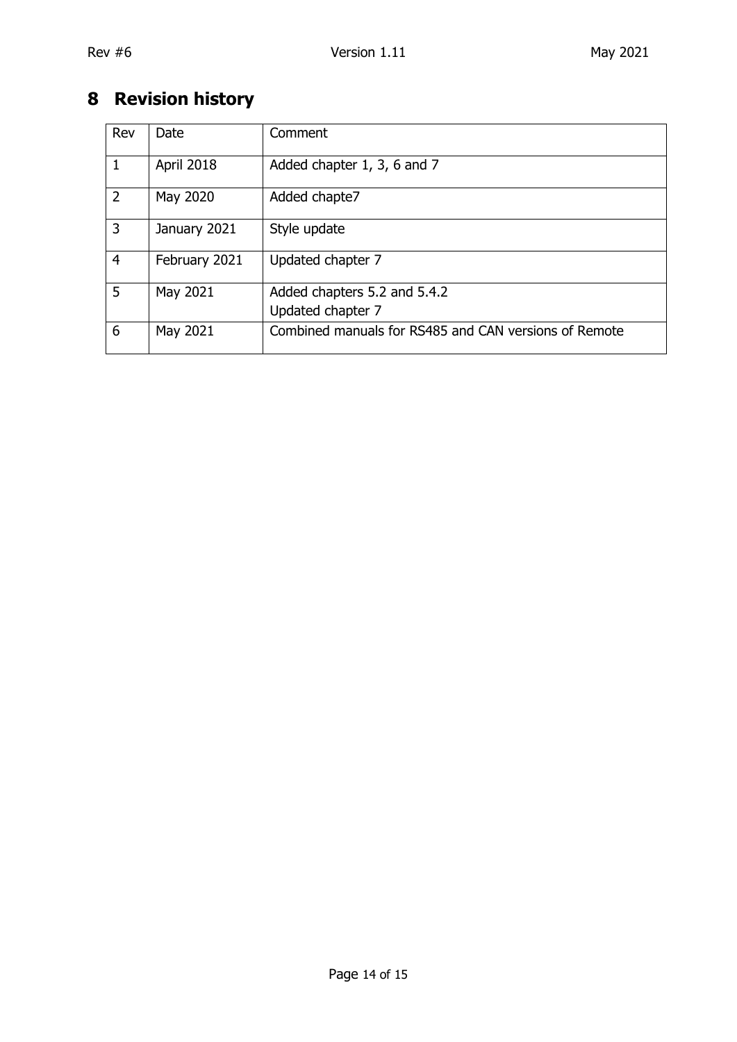# 8 Revision history

| Rev | Date | Comment |
|---|---|---|
| 1 | April 2018 | Added chapter 1, 3, 6 and 7 |
| 2 | May 2020 | Added chapte7 |
| 3 | January 2021 | Style update |
| 4 | February 2021 | Updated chapter 7 |
| 5 | May 2021 | Added chapters 5.2 and 5.4.2<br>Updated chapter 7 |
| 6 | May 2021 | Combined manuals for RS485 and CAN versions of Remote |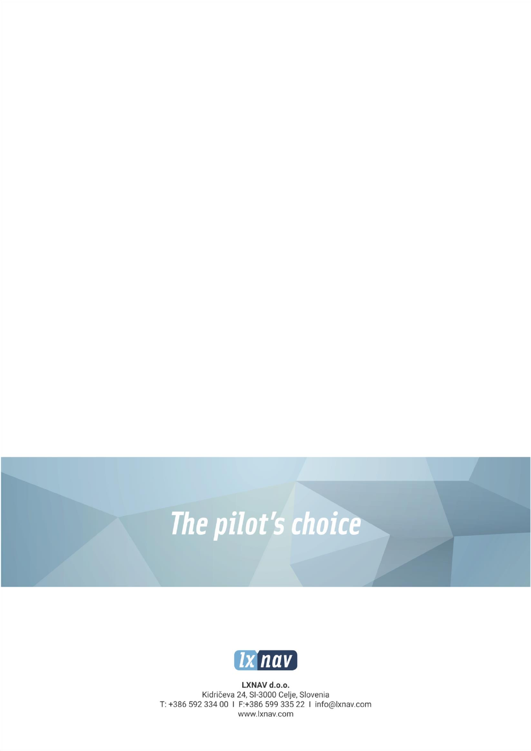The pilot's choice

lx nav

**LXNAV d.o.o.**
Kidričeva 24, SI-3000 Celje, Slovenia
T: +386 592 334 00 I F:+386 599 335 22 I info@lxnav.com
www.lxnav.com